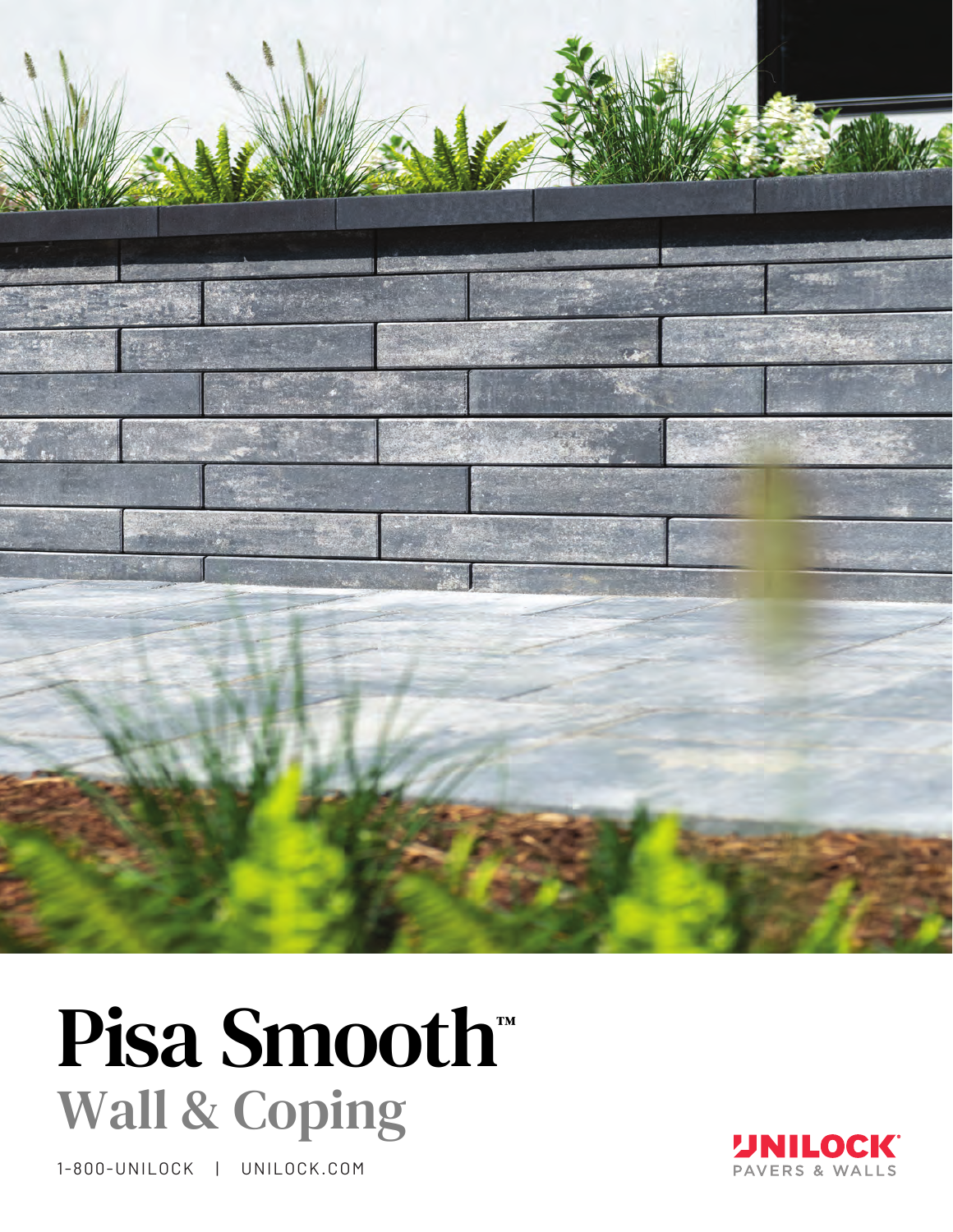# Pisa Smooth™

## Wall & Coping

1-800-UNILOCK | UNILOCK.COM

UNILOCK® PAVERS & WALLS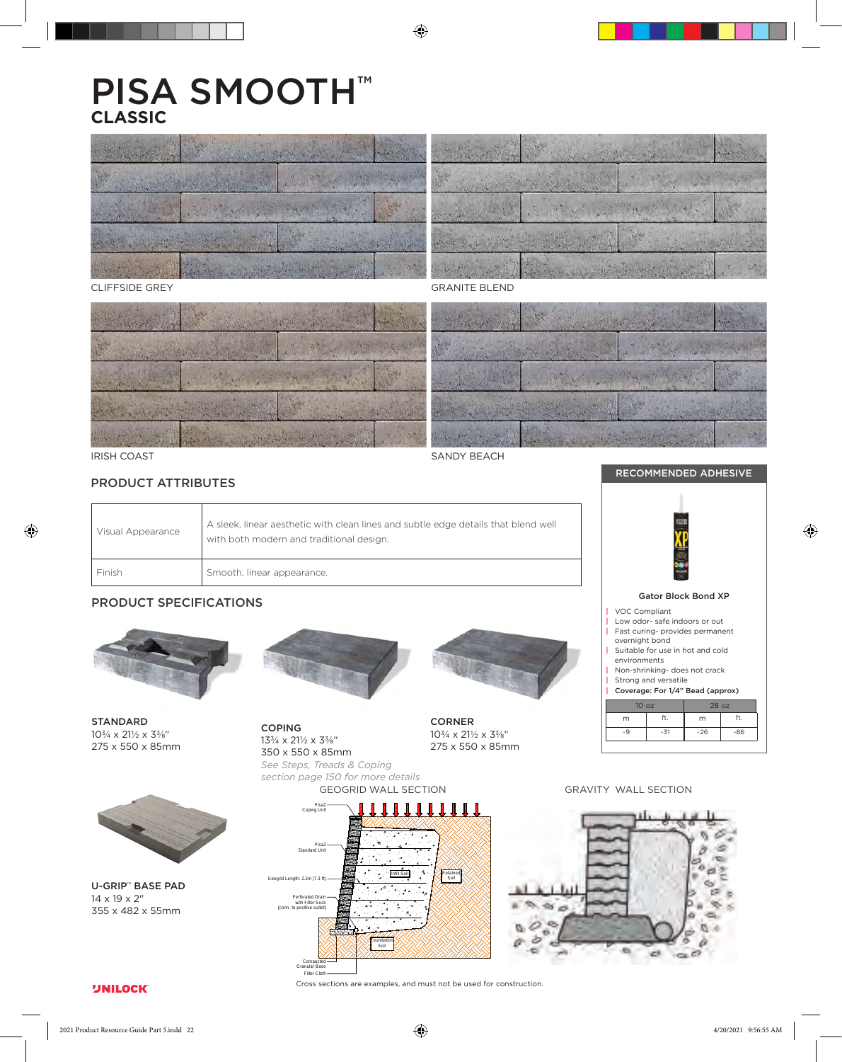# PISA SMOOTH™

## CLASSIC

CLIFFSIDE GREY

GRANITE BLEND

IRISH COAST

SANDY BEACH

## PRODUCT ATTRIBUTES

| | |
|---|---|
| Visual Appearance | A sleek, linear aesthetic with clean lines and subtle edge details that blend well with both modern and traditional design. |
| Finish | Smooth, linear appearance. |

## PRODUCT SPECIFICATIONS

**STANDARD**
10¾ x 21½ x 3⅜"
275 x 550 x 85mm

**COPING**
13¾ x 21½ x 3⅜"
350 x 550 x 85mm
*See Steps, Treads & Coping section page 150 for more details*

**CORNER**
10¾ x 21½ x 3⅜"
275 x 550 x 85mm

**U-GRIP™ BASE PAD**
14 x 19 x 2"
355 x 482 x 55mm

## RECOMMENDED ADHESIVE

**Gator Block Bond XP**

- VOC Compliant
- Low odor- safe indoors or out
- Fast curing- provides permanent overnight bond
- Suitable for use in hot and cold environments
- Non-shrinking- does not crack
- Strong and versatile
- **Coverage: For 1/4" Bead (approx)**

| 10 oz | | 28 oz | |
|---|---|---|---|
| m | ft. | m | ft. |
| ~9 | ~31 | ~26 | ~86 |

GEOGRID WALL SECTION

Pisa2 Coping Unit

Pisa2 Standard Unit

Geogrid Length: 2.2m (7.3 ft)

Perforated Drain with Filter Sock (conn. to positive outlet)

Infill Soil

Retained Soil

Foundation Soil

Compacted Granular Base

Filter Cloth

GRAVITY WALL SECTION

Cross sections are examples, and must not be used for construction.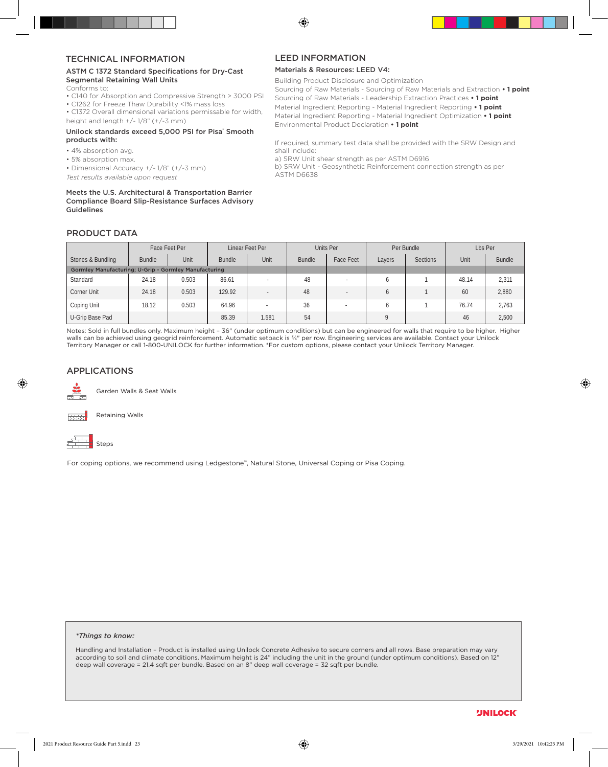## TECHNICAL INFORMATION

### ASTM C 1372 Standard Specifications for Dry-Cast Segmental Retaining Wall Units

Conforms to:

- C140 for Absorption and Compressive Strength > 3000 PSI
- C1262 for Freeze Thaw Durability <1% mass loss
- C1372 Overall dimensional variations permissable for width, height and length +/- 1/8" (+/-3 mm)

### Unilock standards exceed 5,000 PSI for Pisa® Smooth products with:

- 4% absorption avg.
- 5% absorption max.
- Dimensional Accuracy +/- 1/8" (+/-3 mm)

*Test results available upon request*

### Meets the U.S. Architectural & Transportation Barrier Compliance Board Slip-Resistance Surfaces Advisory Guidelines

## LEED INFORMATION

### Materials & Resources: LEED V4:

Building Product Disclosure and Optimization
Sourcing of Raw Materials - Sourcing of Raw Materials and Extraction **• 1 point**
Sourcing of Raw Materials - Leadership Extraction Practices **• 1 point**
Material Ingredient Reporting - Material Ingredient Reporting **• 1 point**
Material Ingredient Reporting - Material Ingredient Optimization **• 1 point**
Environmental Product Declaration **• 1 point**

If required, summary test data shall be provided with the SRW Design and shall include:
a) SRW Unit shear strength as per ASTM D6916
b) SRW Unit - Geosynthetic Reinforcement connection strength as per ASTM D6638

## PRODUCT DATA

| | Face Feet Per | | Linear Feet Per | | Units Per | | Per Bundle | | Lbs Per | |
|---|---|---|---|---|---|---|---|---|---|---|
| Stones & Bundling | Bundle | Unit | Bundle | Unit | Bundle | Face Feet | Layers | Sections | Unit | Bundle |
| **Gormley Manufacturing; U-Grip - Gormley Manufacturing** | | | | | | | | | | |
| Standard | 24.18 | 0.503 | 86.61 | - | 48 | - | 6 | 1 | 48.14 | 2,311 |
| Corner Unit | 24.18 | 0.503 | 129.92 | - | 48 | - | 6 | 1 | 60 | 2,880 |
| Coping Unit | 18.12 | 0.503 | 64.96 | - | 36 | - | 6 | 1 | 76.74 | 2,763 |
| U-Grip Base Pad | | | 85.39 | 1.581 | 54 | | 9 | | 46 | 2,500 |

Notes: Sold in full bundles only. Maximum height – 36" (under optimum conditions) but can be engineered for walls that require to be higher. Higher walls can be achieved using geogrid reinforcement. Automatic setback is ¾" per row. Engineering services are available. Contact your Unilock Territory Manager or call 1-800-UNILOCK for further information. *For custom options, please contact your Unilock Territory Manager.

## APPLICATIONS

Garden Walls & Seat Walls

Retaining Walls

Steps

For coping options, we recommend using Ledgestone™, Natural Stone, Universal Coping or Pisa Coping.

*\*Things to know:*

Handling and Installation – Product is installed using Unilock Concrete Adhesive to secure corners and all rows. Base preparation may vary according to soil and climate conditions. Maximum height is 24" including the unit in the ground (under optimum conditions). Based on 12" deep wall coverage = 21.4 sqft per bundle. Based on an 8" deep wall coverage = 32 sqft per bundle.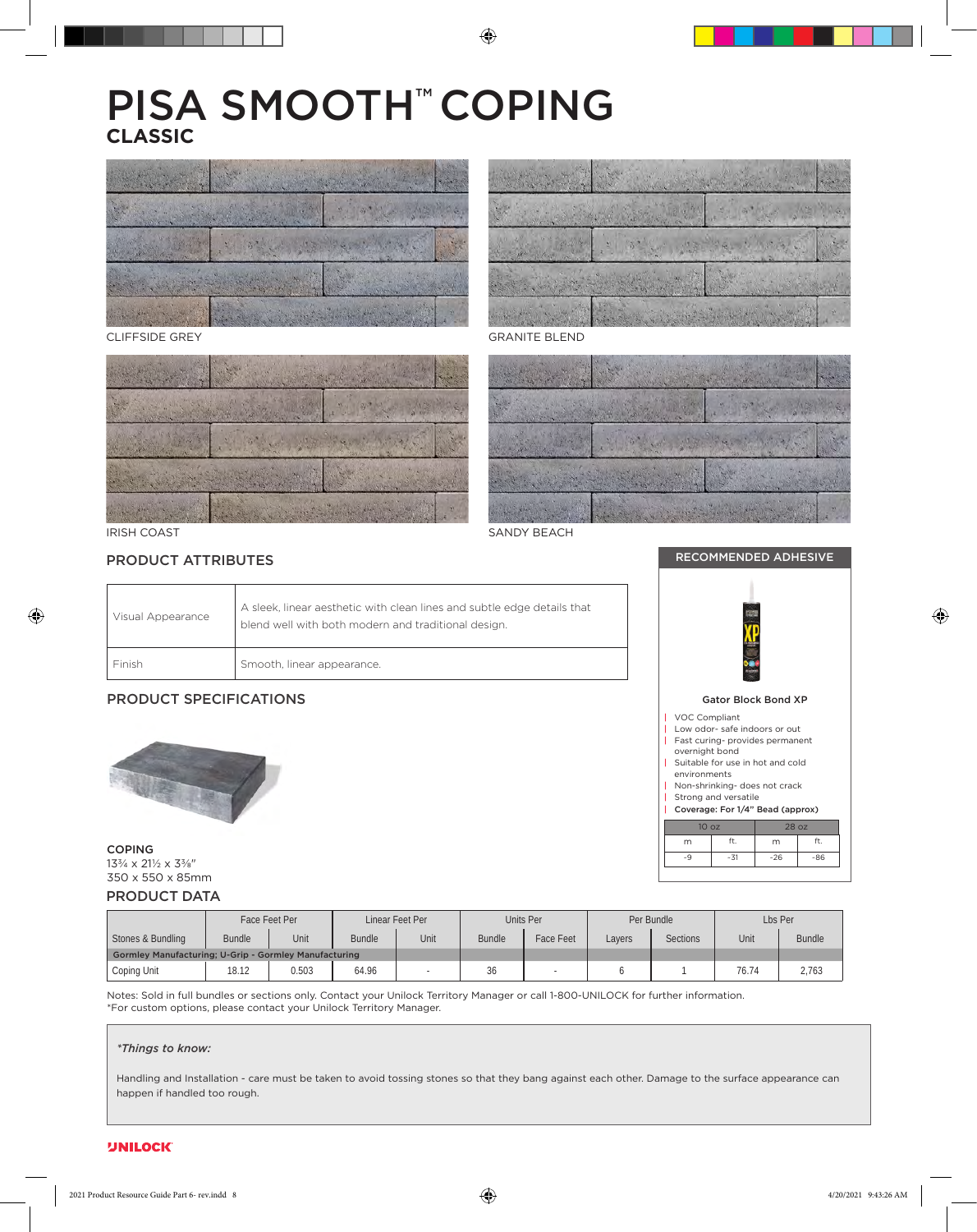# PISA SMOOTH™ COPING

## CLASSIC

CLIFFSIDE GREY

GRANITE BLEND

IRISH COAST

SANDY BEACH

## PRODUCT ATTRIBUTES

| | |
|---|---|
| Visual Appearance | A sleek, linear aesthetic with clean lines and subtle edge details that blend well with both modern and traditional design. |
| Finish | Smooth, linear appearance. |

## RECOMMENDED ADHESIVE

**Gator Block Bond XP**

- VOC Compliant
- Low odor- safe indoors or out
- Fast curing- provides permanent overnight bond
- Suitable for use in hot and cold environments
- Non-shrinking- does not crack
- Strong and versatile
- **Coverage: For 1/4" Bead (approx)**

| 10 oz | | 28 oz | |
|---|---|---|---|
| m | ft. | m | ft. |
| ~9 | ~31 | ~26 | ~86 |

## PRODUCT SPECIFICATIONS

**COPING**
13¾ x 21½ x 3⅜"
350 x 550 x 85mm

## PRODUCT DATA

| | Face Feet Per | | Linear Feet Per | | Units Per | | Per Bundle | | Lbs Per | |
|---|---|---|---|---|---|---|---|---|---|---|
| Stones & Bundling | Bundle | Unit | Bundle | Unit | Bundle | Face Feet | Layers | Sections | Unit | Bundle |
| **Gormley Manufacturing; U-Grip - Gormley Manufacturing** | | | | | | | | | | |
| Coping Unit | 18.12 | 0.503 | 64.96 | - | 36 | - | 6 | 1 | 76.74 | 2,763 |

Notes: Sold in full bundles or sections only. Contact your Unilock Territory Manager or call 1-800-UNILOCK for further information.
*For custom options, please contact your Unilock Territory Manager.

*\*Things to know:*

Handling and Installation - care must be taken to avoid tossing stones so that they bang against each other. Damage to the surface appearance can happen if handled too rough.

UNILOCK